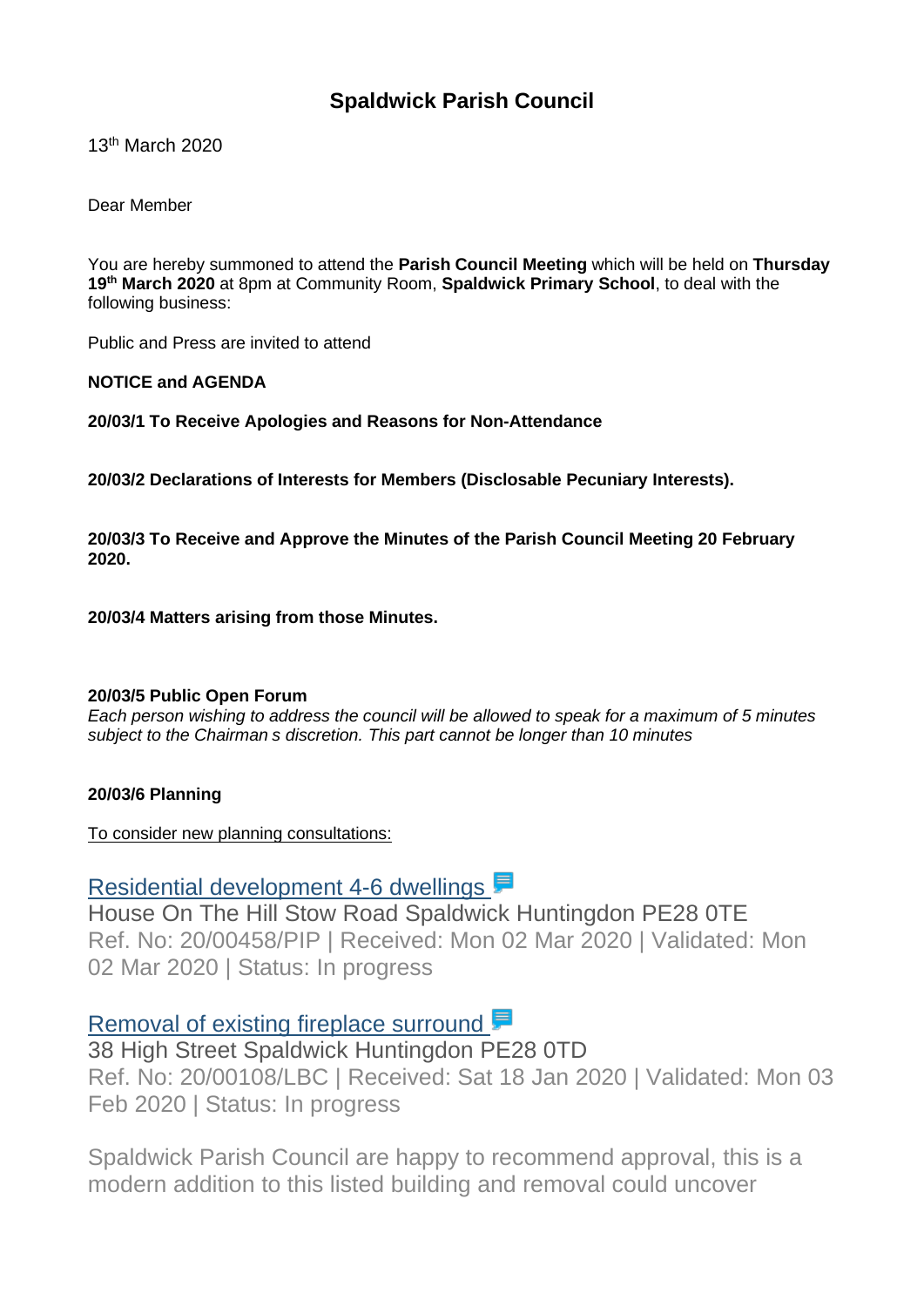# Spaldwick Parish Council

13th March 2020

Dear Member

You are hereby summoned to attend the **Parish Council Meeting** which will be held on **Thursday 19th March 2020** at 8pm at Community Room, **Spaldwick Primary School**, to deal with the following business:

Public and Press are invited to attend

**NOTICE and AGENDA**

**20/03/1 To Receive Apologies and Reasons for Non-Attendance**

**20/03/2 Declarations of Interests for Members (Disclosable Pecuniary Interests).**

**20/03/3 To Receive and Approve the Minutes of the Parish Council Meeting 20 February 2020.**

**20/03/4 Matters arising from those Minutes.**

**20/03/5 Public Open Forum**
*Each person wishing to address the council will be allowed to speak for a maximum of 5 minutes subject to the Chairman s discretion. This part cannot be longer than 10 minutes*

**20/03/6 Planning**

To consider new planning consultations:

Residential development 4-6 dwellings
House On The Hill Stow Road Spaldwick Huntingdon PE28 0TE
Ref. No: 20/00458/PIP | Received: Mon 02 Mar 2020 | Validated: Mon 02 Mar 2020 | Status: In progress

Removal of existing fireplace surround
38 High Street Spaldwick Huntingdon PE28 0TD
Ref. No: 20/00108/LBC | Received: Sat 18 Jan 2020 | Validated: Mon 03 Feb 2020 | Status: In progress

Spaldwick Parish Council are happy to recommend approval, this is a modern addition to this listed building and removal could uncover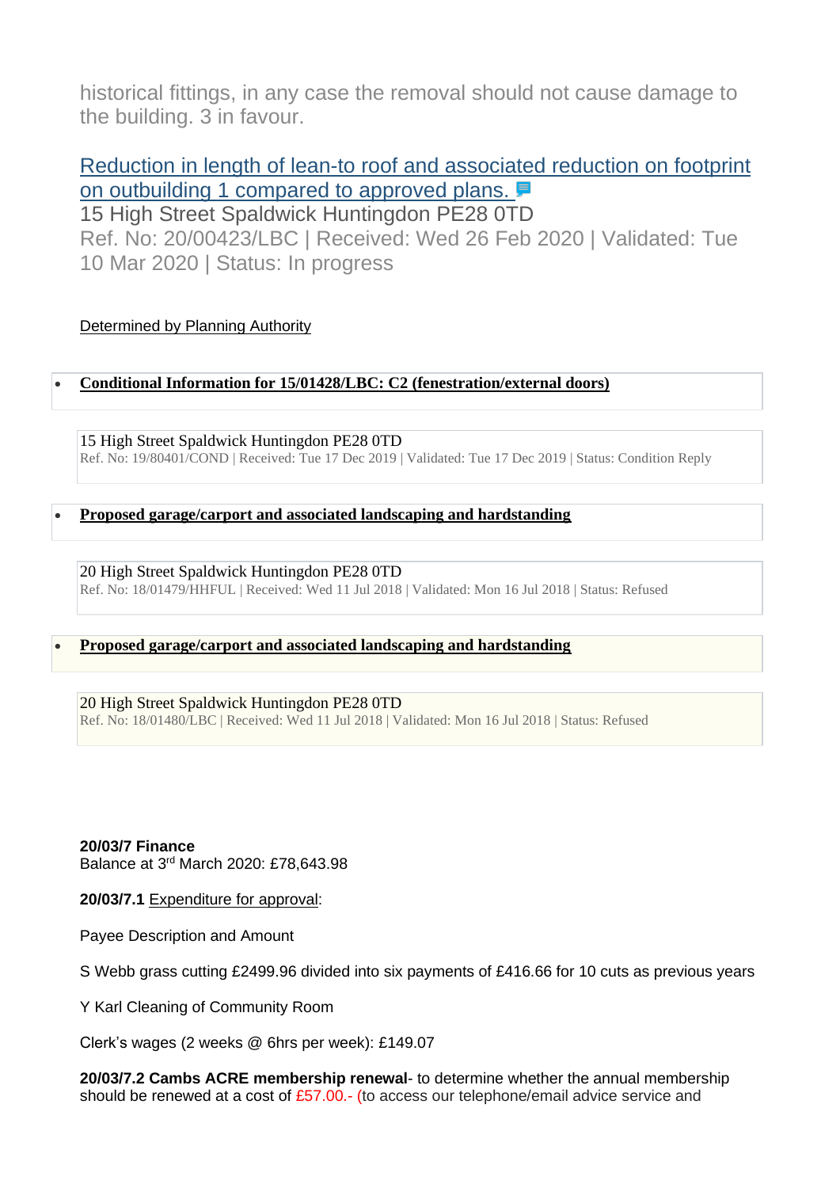historical fittings, in any case the removal should not cause damage to the building. 3 in favour.

Reduction in length of lean-to roof and associated reduction on footprint on outbuilding 1 compared to approved plans.
15 High Street Spaldwick Huntingdon PE28 0TD
Ref. No: 20/00423/LBC | Received: Wed 26 Feb 2020 | Validated: Tue 10 Mar 2020 | Status: In progress

Determined by Planning Authority

- **Conditional Information for 15/01428/LBC: C2 (fenestration/external doors)**

15 High Street Spaldwick Huntingdon PE28 0TD
Ref. No: 19/80401/COND | Received: Tue 17 Dec 2019 | Validated: Tue 17 Dec 2019 | Status: Condition Reply

- **Proposed garage/carport and associated landscaping and hardstanding**

20 High Street Spaldwick Huntingdon PE28 0TD
Ref. No: 18/01479/HHFUL | Received: Wed 11 Jul 2018 | Validated: Mon 16 Jul 2018 | Status: Refused

- **Proposed garage/carport and associated landscaping and hardstanding**

20 High Street Spaldwick Huntingdon PE28 0TD
Ref. No: 18/01480/LBC | Received: Wed 11 Jul 2018 | Validated: Mon 16 Jul 2018 | Status: Refused

**20/03/7 Finance**
Balance at 3rd March 2020: £78,643.98

**20/03/7.1** Expenditure for approval:

Payee Description and Amount

S Webb grass cutting £2499.96 divided into six payments of £416.66 for 10 cuts as previous years

Y Karl Cleaning of Community Room

Clerk's wages (2 weeks @ 6hrs per week): £149.07

**20/03/7.2 Cambs ACRE membership renewal**- to determine whether the annual membership should be renewed at a cost of £57.00.- (to access our telephone/email advice service and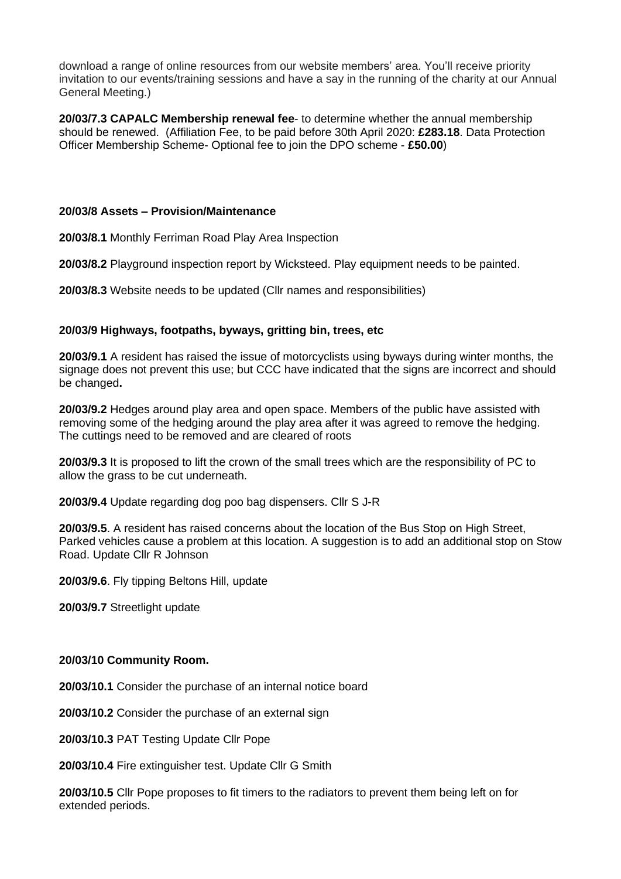download a range of online resources from our website members' area. You'll receive priority invitation to our events/training sessions and have a say in the running of the charity at our Annual General Meeting.)

**20/03/7.3 CAPALC Membership renewal fee**- to determine whether the annual membership should be renewed. (Affiliation Fee, to be paid before 30th April 2020: **£283.18**. Data Protection Officer Membership Scheme- Optional fee to join the DPO scheme - **£50.00**)

**20/03/8 Assets – Provision/Maintenance**

**20/03/8.1** Monthly Ferriman Road Play Area Inspection

**20/03/8.2** Playground inspection report by Wicksteed. Play equipment needs to be painted.

**20/03/8.3** Website needs to be updated (Cllr names and responsibilities)

**20/03/9 Highways, footpaths, byways, gritting bin, trees, etc**

**20/03/9.1** A resident has raised the issue of motorcyclists using byways during winter months, the signage does not prevent this use; but CCC have indicated that the signs are incorrect and should be changed**.**

**20/03/9.2** Hedges around play area and open space. Members of the public have assisted with removing some of the hedging around the play area after it was agreed to remove the hedging. The cuttings need to be removed and are cleared of roots

**20/03/9.3** It is proposed to lift the crown of the small trees which are the responsibility of PC to allow the grass to be cut underneath.

**20/03/9.4** Update regarding dog poo bag dispensers. Cllr S J-R

**20/03/9.5**. A resident has raised concerns about the location of the Bus Stop on High Street, Parked vehicles cause a problem at this location. A suggestion is to add an additional stop on Stow Road. Update Cllr R Johnson

**20/03/9.6**. Fly tipping Beltons Hill, update

**20/03/9.7** Streetlight update

**20/03/10 Community Room.**

**20/03/10.1** Consider the purchase of an internal notice board

**20/03/10.2** Consider the purchase of an external sign

**20/03/10.3** PAT Testing Update Cllr Pope

**20/03/10.4** Fire extinguisher test. Update Cllr G Smith

**20/03/10.5** Cllr Pope proposes to fit timers to the radiators to prevent them being left on for extended periods.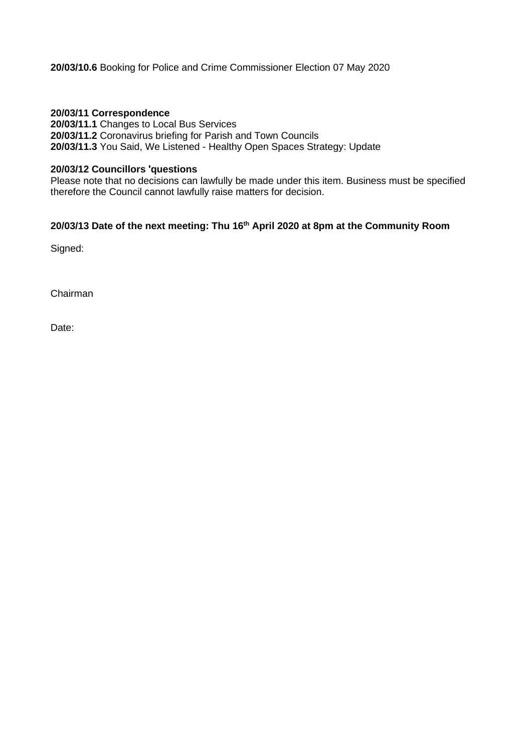**20/03/10.6** Booking for Police and Crime Commissioner Election 07 May 2020

**20/03/11 Correspondence**
**20/03/11.1** Changes to Local Bus Services
**20/03/11.2** Coronavirus briefing for Parish and Town Councils
**20/03/11.3** You Said, We Listened - Healthy Open Spaces Strategy: Update

**20/03/12 Councillors 'questions**
Please note that no decisions can lawfully be made under this item. Business must be specified therefore the Council cannot lawfully raise matters for decision.

**20/03/13 Date of the next meeting: Thu 16th April 2020 at 8pm at the Community Room**

Signed:

Chairman

Date: